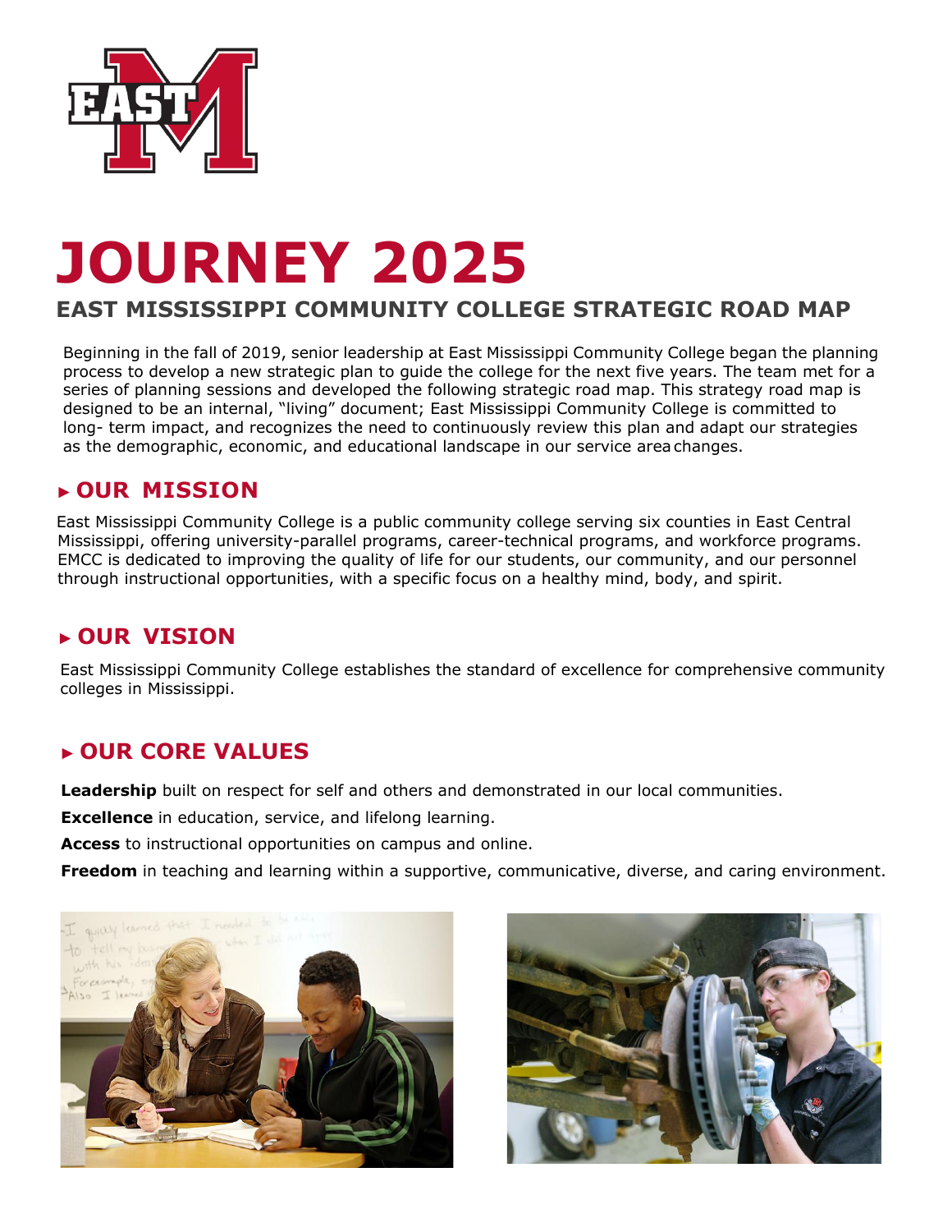# JOURNEY 2025

## EAST MISSISSIPPI COMMUNITY COLLEGE STRATEGIC ROAD MAP

Beginning in the fall of 2019, senior leadership at East Mississippi Community College began the planning process to develop a new strategic plan to guide the college for the next five years. The team met for a series of planning sessions and developed the following strategic road map. This strategy road map is designed to be an internal, "living" document; East Mississippi Community College is committed to long- term impact, and recognizes the need to continuously review this plan and adapt our strategies as the demographic, economic, and educational landscape in our service area changes.

## ▸ OUR MISSION

East Mississippi Community College is a public community college serving six counties in East Central Mississippi, offering university-parallel programs, career-technical programs, and workforce programs. EMCC is dedicated to improving the quality of life for our students, our community, and our personnel through instructional opportunities, with a specific focus on a healthy mind, body, and spirit.

## ▸ OUR VISION

East Mississippi Community College establishes the standard of excellence for comprehensive community colleges in Mississippi.

## ▸ OUR CORE VALUES

**Leadership** built on respect for self and others and demonstrated in our local communities.

**Excellence** in education, service, and lifelong learning.

**Access** to instructional opportunities on campus and online.

**Freedom** in teaching and learning within a supportive, communicative, diverse, and caring environment.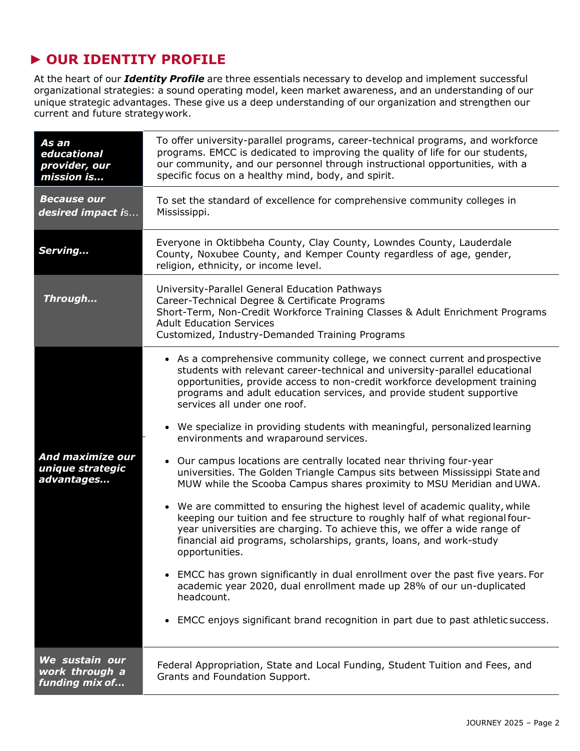## ► OUR IDENTITY PROFILE

At the heart of our ***Identity Profile*** are three essentials necessary to develop and implement successful organizational strategies: a sound operating model, keen market awareness, and an understanding of our unique strategic advantages. These give us a deep understanding of our organization and strengthen our current and future strategy work.

| | |
|---|---|
| ***As an educational provider, our mission is…*** | To offer university-parallel programs, career-technical programs, and workforce programs. EMCC is dedicated to improving the quality of life for our students, our community, and our personnel through instructional opportunities, with a specific focus on a healthy mind, body, and spirit. |
| ***Because our desired impact is…*** | To set the standard of excellence for comprehensive community colleges in Mississippi. |
| ***Serving…*** | Everyone in Oktibbeha County, Clay County, Lowndes County, Lauderdale County, Noxubee County, and Kemper County regardless of age, gender, religion, ethnicity, or income level. |
| ***Through…*** | University-Parallel General Education Pathways<br>Career-Technical Degree & Certificate Programs<br>Short-Term, Non-Credit Workforce Training Classes & Adult Enrichment Programs<br>Adult Education Services<br>Customized, Industry-Demanded Training Programs |
| ***And maximize our unique strategic advantages…*** | • As a comprehensive community college, we connect current and prospective students with relevant career-technical and university-parallel educational opportunities, provide access to non-credit workforce development training programs and adult education services, and provide student supportive services all under one roof.<br>• We specialize in providing students with meaningful, personalized learning environments and wraparound services.<br>• Our campus locations are centrally located near thriving four-year universities. The Golden Triangle Campus sits between Mississippi State and MUW while the Scooba Campus shares proximity to MSU Meridian and UWA.<br>• We are committed to ensuring the highest level of academic quality, while keeping our tuition and fee structure to roughly half of what regional four-year universities are charging. To achieve this, we offer a wide range of financial aid programs, scholarships, grants, loans, and work-study opportunities.<br>• EMCC has grown significantly in dual enrollment over the past five years. For academic year 2020, dual enrollment made up 28% of our un-duplicated headcount.<br>• EMCC enjoys significant brand recognition in part due to past athletic success. |
| ***We sustain our work through a funding mix of…*** | Federal Appropriation, State and Local Funding, Student Tuition and Fees, and Grants and Foundation Support. |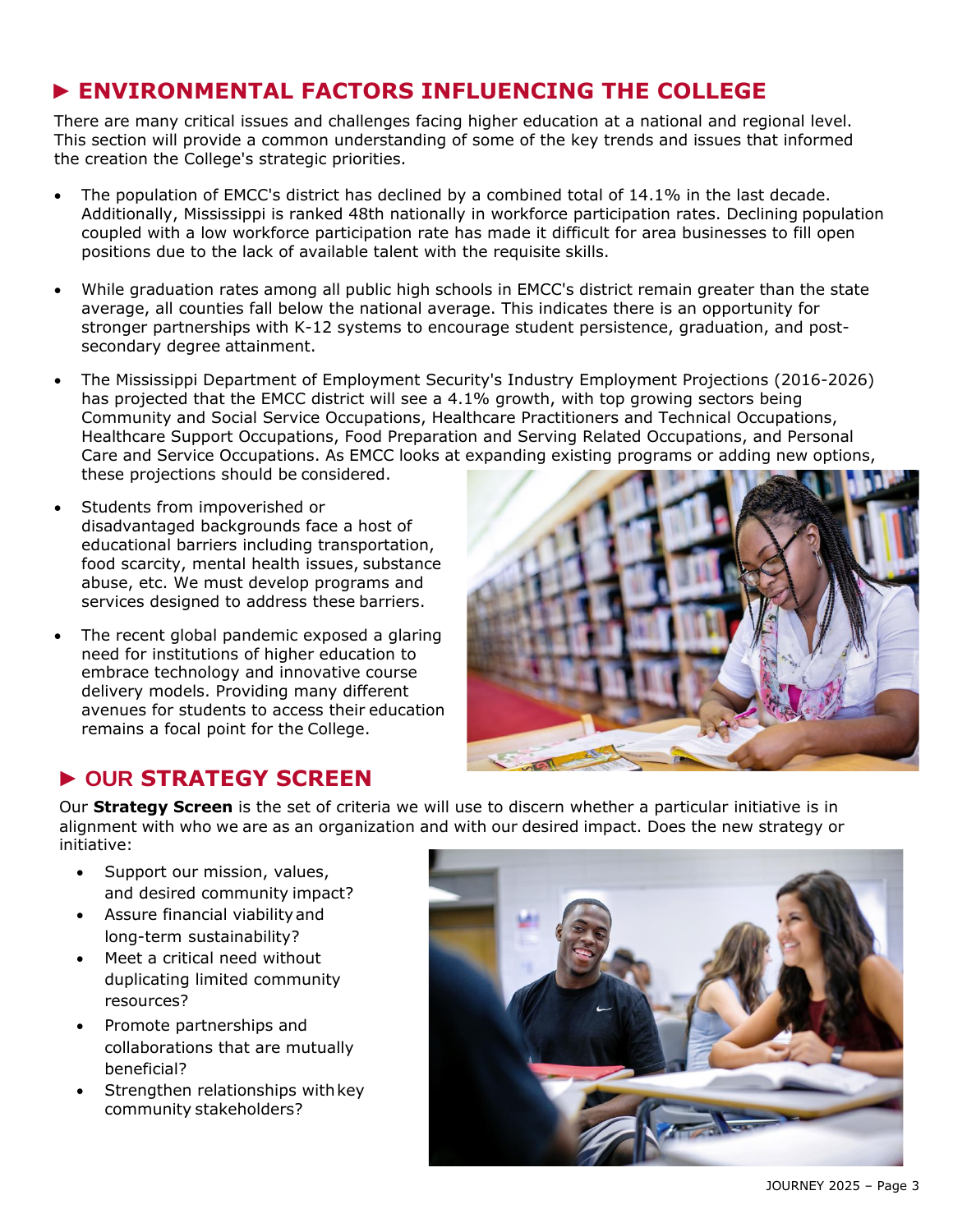## ► ENVIRONMENTAL FACTORS INFLUENCING THE COLLEGE

There are many critical issues and challenges facing higher education at a national and regional level. This section will provide a common understanding of some of the key trends and issues that informed the creation the College's strategic priorities.

- The population of EMCC's district has declined by a combined total of 14.1% in the last decade. Additionally, Mississippi is ranked 48th nationally in workforce participation rates. Declining population coupled with a low workforce participation rate has made it difficult for area businesses to fill open positions due to the lack of available talent with the requisite skills.
- While graduation rates among all public high schools in EMCC's district remain greater than the state average, all counties fall below the national average. This indicates there is an opportunity for stronger partnerships with K-12 systems to encourage student persistence, graduation, and post-secondary degree attainment.
- The Mississippi Department of Employment Security's Industry Employment Projections (2016-2026) has projected that the EMCC district will see a 4.1% growth, with top growing sectors being Community and Social Service Occupations, Healthcare Practitioners and Technical Occupations, Healthcare Support Occupations, Food Preparation and Serving Related Occupations, and Personal Care and Service Occupations. As EMCC looks at expanding existing programs or adding new options, these projections should be considered.
- Students from impoverished or disadvantaged backgrounds face a host of educational barriers including transportation, food scarcity, mental health issues, substance abuse, etc. We must develop programs and services designed to address these barriers.
- The recent global pandemic exposed a glaring need for institutions of higher education to embrace technology and innovative course delivery models. Providing many different avenues for students to access their education remains a focal point for the College.

## ► OUR STRATEGY SCREEN

Our **Strategy Screen** is the set of criteria we will use to discern whether a particular initiative is in alignment with who we are as an organization and with our desired impact. Does the new strategy or initiative:

- Support our mission, values, and desired community impact?
- Assure financial viability and long-term sustainability?
- Meet a critical need without duplicating limited community resources?
- Promote partnerships and collaborations that are mutually beneficial?
- Strengthen relationships with key community stakeholders?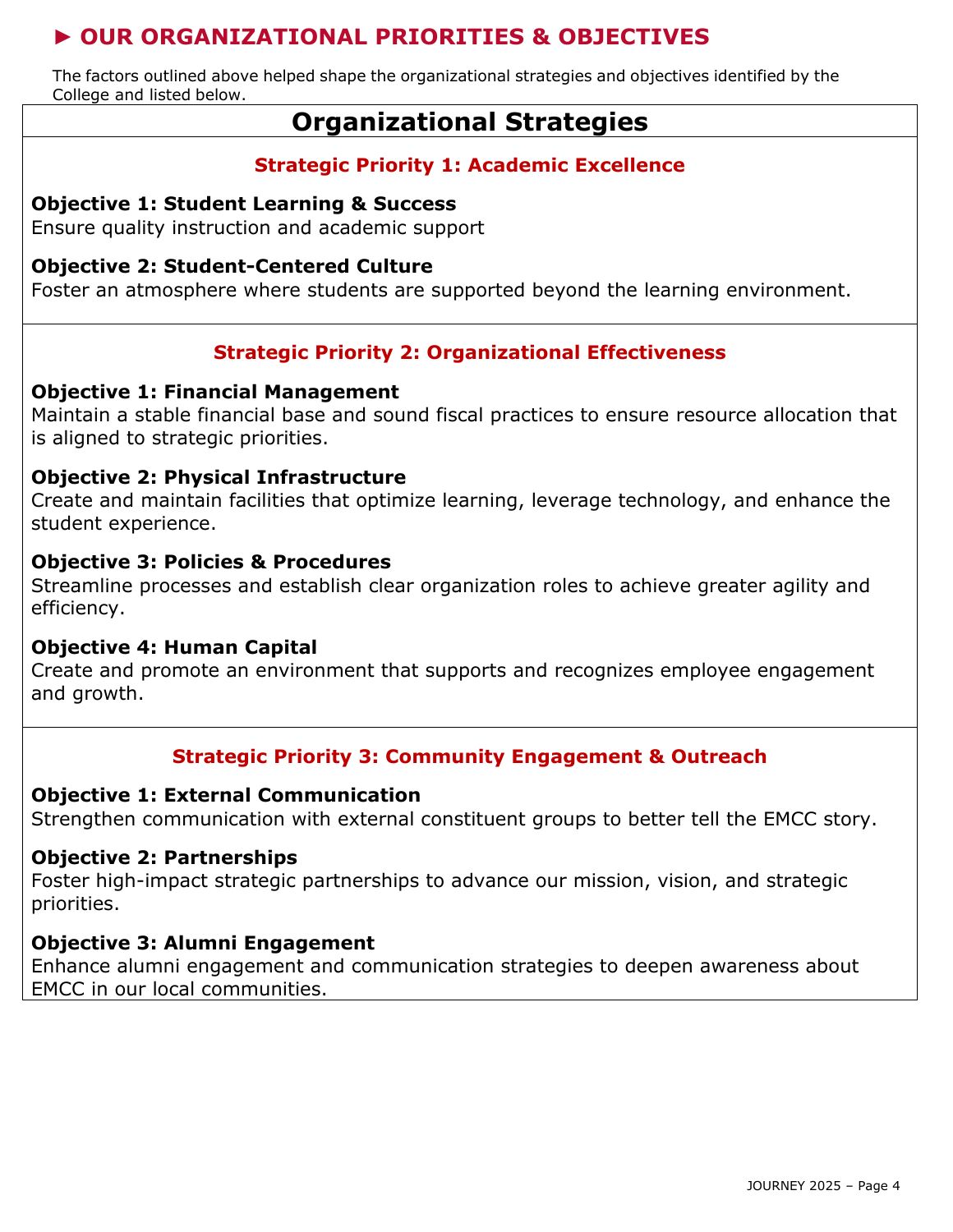## ► OUR ORGANIZATIONAL PRIORITIES & OBJECTIVES

The factors outlined above helped shape the organizational strategies and objectives identified by the College and listed below.

# Organizational Strategies

### Strategic Priority 1: Academic Excellence

**Objective 1: Student Learning & Success**
Ensure quality instruction and academic support

**Objective 2: Student-Centered Culture**
Foster an atmosphere where students are supported beyond the learning environment.

### Strategic Priority 2: Organizational Effectiveness

**Objective 1: Financial Management**
Maintain a stable financial base and sound fiscal practices to ensure resource allocation that is aligned to strategic priorities.

**Objective 2: Physical Infrastructure**
Create and maintain facilities that optimize learning, leverage technology, and enhance the student experience.

**Objective 3: Policies & Procedures**
Streamline processes and establish clear organization roles to achieve greater agility and efficiency.

**Objective 4: Human Capital**
Create and promote an environment that supports and recognizes employee engagement and growth.

### Strategic Priority 3: Community Engagement & Outreach

**Objective 1: External Communication**
Strengthen communication with external constituent groups to better tell the EMCC story.

**Objective 2: Partnerships**
Foster high-impact strategic partnerships to advance our mission, vision, and strategic priorities.

**Objective 3: Alumni Engagement**
Enhance alumni engagement and communication strategies to deepen awareness about EMCC in our local communities.